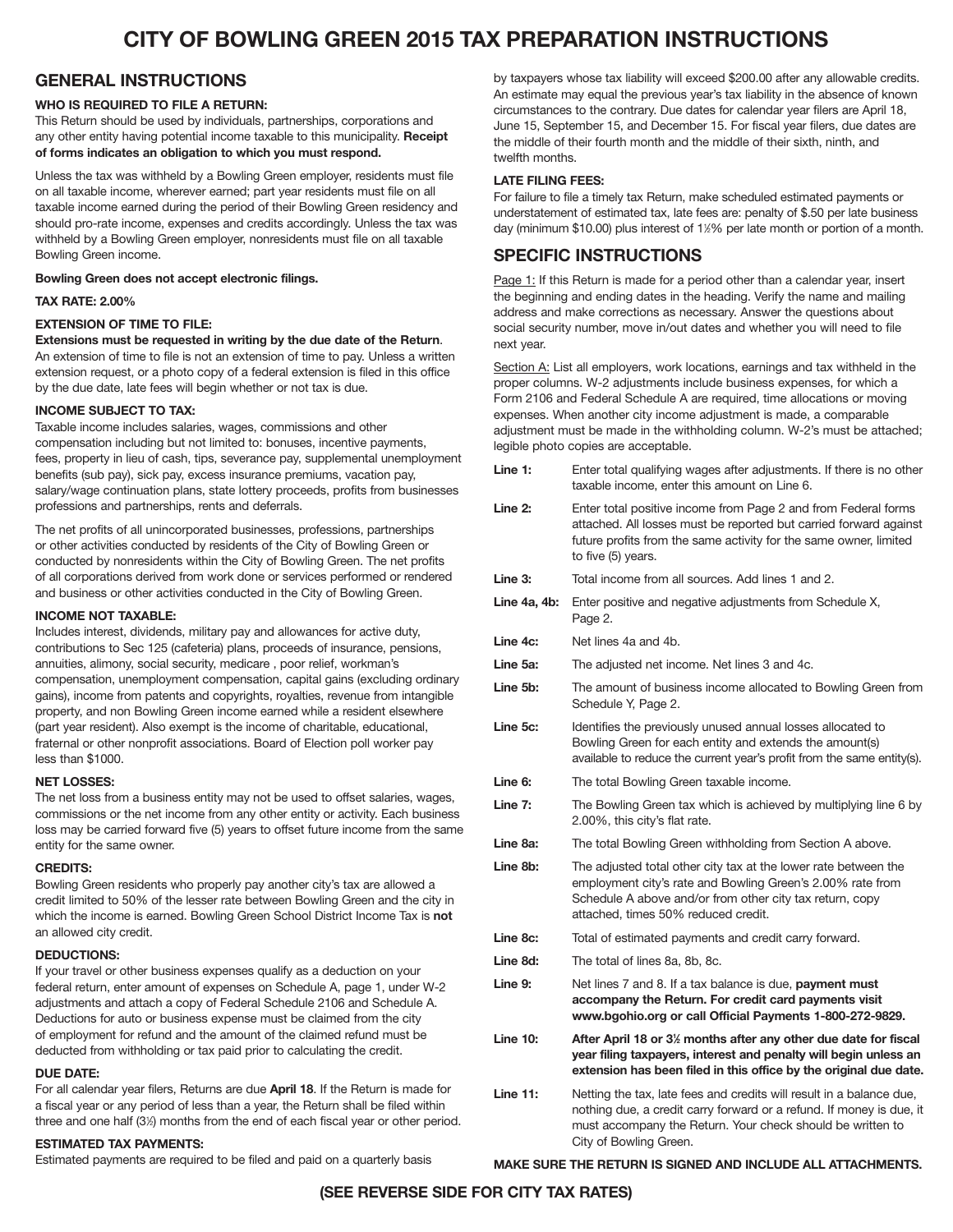# CITY OF BOWLING GREEN 2015 TAX PREPARATION INSTRUCTIONS

## GENERAL INSTRUCTIONS

### WHO IS REQUIRED TO FILE A RETURN:

This Return should be used by individuals, partnerships, corporations and any other entity having potential income taxable to this municipality. **Receipt of forms indicates an obligation to which you must respond.**

Unless the tax was withheld by a Bowling Green employer, residents must file on all taxable income, wherever earned; part year residents must file on all taxable income earned during the period of their Bowling Green residency and should pro-rate income, expenses and credits accordingly. Unless the tax was withheld by a Bowling Green employer, nonresidents must file on all taxable Bowling Green income.

**Bowling Green does not accept electronic filings.**

**TAX RATE: 2.00%**

### EXTENSION OF TIME TO FILE:

**Extensions must be requested in writing by the due date of the Return**. An extension of time to file is not an extension of time to pay. Unless a written extension request, or a photo copy of a federal extension is filed in this office by the due date, late fees will begin whether or not tax is due.

### INCOME SUBJECT TO TAX:

Taxable income includes salaries, wages, commissions and other compensation including but not limited to: bonuses, incentive payments, fees, property in lieu of cash, tips, severance pay, supplemental unemployment benefits (sub pay), sick pay, excess insurance premiums, vacation pay, salary/wage continuation plans, state lottery proceeds, profits from businesses professions and partnerships, rents and deferrals.

The net profits of all unincorporated businesses, professions, partnerships or other activities conducted by residents of the City of Bowling Green or conducted by nonresidents within the City of Bowling Green. The net profits of all corporations derived from work done or services performed or rendered and business or other activities conducted in the City of Bowling Green.

### INCOME NOT TAXABLE:

Includes interest, dividends, military pay and allowances for active duty, contributions to Sec 125 (cafeteria) plans, proceeds of insurance, pensions, annuities, alimony, social security, medicare , poor relief, workman's compensation, unemployment compensation, capital gains (excluding ordinary gains), income from patents and copyrights, royalties, revenue from intangible property, and non Bowling Green income earned while a resident elsewhere (part year resident). Also exempt is the income of charitable, educational, fraternal or other nonprofit associations. Board of Election poll worker pay less than $1000.

### NET LOSSES:

The net loss from a business entity may not be used to offset salaries, wages, commissions or the net income from any other entity or activity. Each business loss may be carried forward five (5) years to offset future income from the same entity for the same owner.

### CREDITS:

Bowling Green residents who properly pay another city's tax are allowed a credit limited to 50% of the lesser rate between Bowling Green and the city in which the income is earned. Bowling Green School District Income Tax is **not** an allowed city credit.

### DEDUCTIONS:

If your travel or other business expenses qualify as a deduction on your federal return, enter amount of expenses on Schedule A, page 1, under W-2 adjustments and attach a copy of Federal Schedule 2106 and Schedule A. Deductions for auto or business expense must be claimed from the city of employment for refund and the amount of the claimed refund must be deducted from withholding or tax paid prior to calculating the credit.

### DUE DATE:

For all calendar year filers, Returns are due **April 18**. If the Return is made for a fiscal year or any period of less than a year, the Return shall be filed within three and one half (3½) months from the end of each fiscal year or other period.

### ESTIMATED TAX PAYMENTS:

Estimated payments are required to be filed and paid on a quarterly basis by taxpayers whose tax liability will exceed $200.00 after any allowable credits. An estimate may equal the previous year's tax liability in the absence of known circumstances to the contrary. Due dates for calendar year filers are April 18, June 15, September 15, and December 15. For fiscal year filers, due dates are the middle of their fourth month and the middle of their sixth, ninth, and twelfth months.

### LATE FILING FEES:

For failure to file a timely tax Return, make scheduled estimated payments or understatement of estimated tax, late fees are: penalty of $.50 per late business day (minimum $10.00) plus interest of 1½% per late month or portion of a month.

## SPECIFIC INSTRUCTIONS

Page 1: If this Return is made for a period other than a calendar year, insert the beginning and ending dates in the heading. Verify the name and mailing address and make corrections as necessary. Answer the questions about social security number, move in/out dates and whether you will need to file next year.

Section A: List all employers, work locations, earnings and tax withheld in the proper columns. W-2 adjustments include business expenses, for which a Form 2106 and Federal Schedule A are required, time allocations or moving expenses. When another city income adjustment is made, a comparable adjustment must be made in the withholding column. W-2's must be attached; legible photo copies are acceptable.

| | |
|---|---|
| **Line 1:** | Enter total qualifying wages after adjustments. If there is no other taxable income, enter this amount on Line 6. |
| **Line 2:** | Enter total positive income from Page 2 and from Federal forms attached. All losses must be reported but carried forward against future profits from the same activity for the same owner, limited to five (5) years. |
| **Line 3:** | Total income from all sources. Add lines 1 and 2. |
| **Line 4a, 4b:** | Enter positive and negative adjustments from Schedule X, Page 2. |
| **Line 4c:** | Net lines 4a and 4b. |
| **Line 5a:** | The adjusted net income. Net lines 3 and 4c. |
| **Line 5b:** | The amount of business income allocated to Bowling Green from Schedule Y, Page 2. |
| **Line 5c:** | Identifies the previously unused annual losses allocated to Bowling Green for each entity and extends the amount(s) available to reduce the current year's profit from the same entity(s). |
| **Line 6:** | The total Bowling Green taxable income. |
| **Line 7:** | The Bowling Green tax which is achieved by multiplying line 6 by 2.00%, this city's flat rate. |
| **Line 8a:** | The total Bowling Green withholding from Section A above. |
| **Line 8b:** | The adjusted total other city tax at the lower rate between the employment city's rate and Bowling Green's 2.00% rate from Schedule A above and/or from other city tax return, copy attached, times 50% reduced credit. |
| **Line 8c:** | Total of estimated payments and credit carry forward. |
| **Line 8d:** | The total of lines 8a, 8b, 8c. |
| **Line 9:** | Net lines 7 and 8. If a tax balance is due, **payment must accompany the Return. For credit card payments visit www.bgohio.org or call Official Payments 1-800-272-9829.** |
| **Line 10:** | **After April 18 or 3½ months after any other due date for fiscal year filing taxpayers, interest and penalty will begin unless an extension has been filed in this office by the original due date.** |
| **Line 11:** | Netting the tax, late fees and credits will result in a balance due, nothing due, a credit carry forward or a refund. If money is due, it must accompany the Return. Your check should be written to City of Bowling Green. |

**MAKE SURE THE RETURN IS SIGNED AND INCLUDE ALL ATTACHMENTS.**

**(SEE REVERSE SIDE FOR CITY TAX RATES)**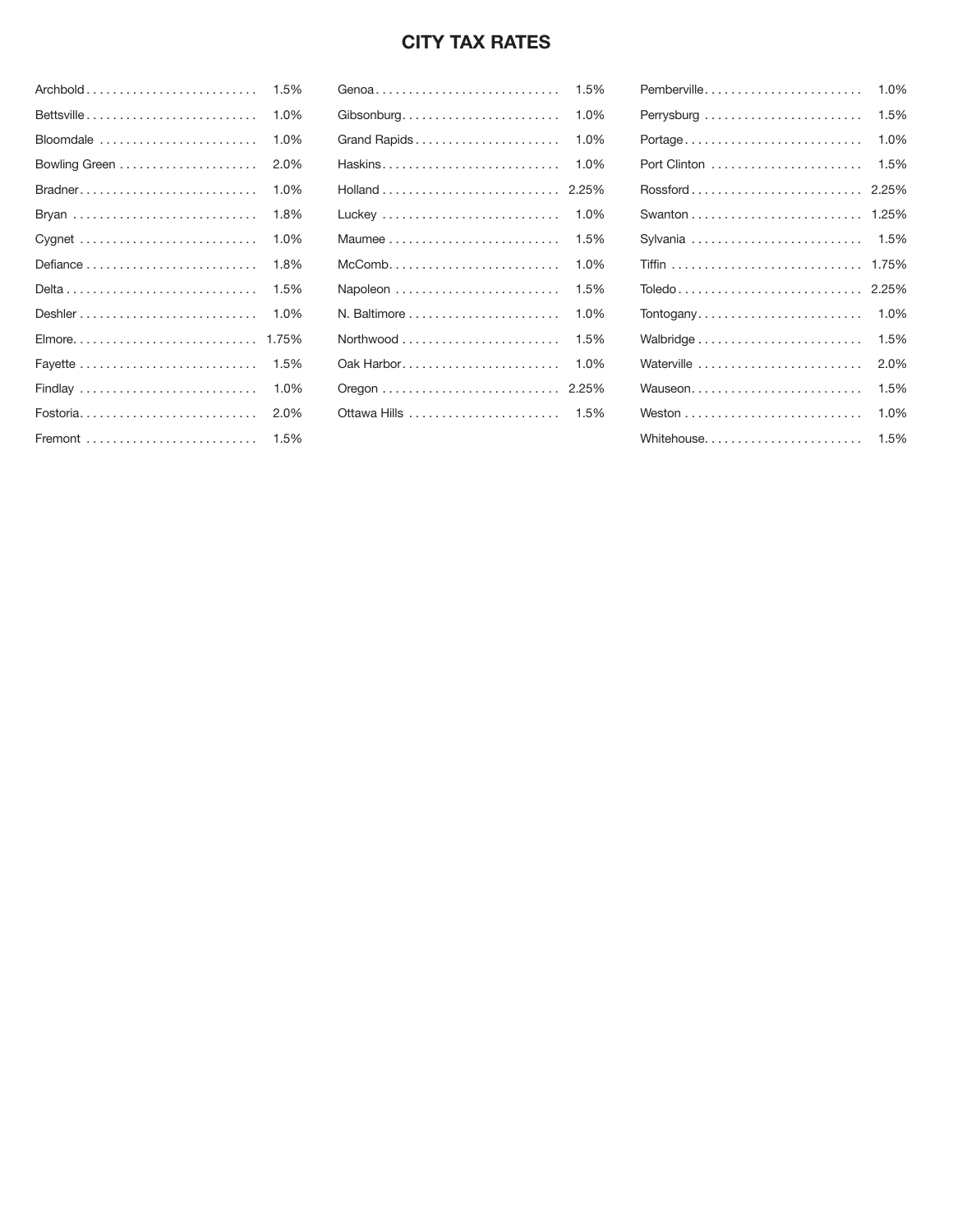# CITY TAX RATES

| | |
|---|---|
| Archbold | 1.5% |
| Bettsville | 1.0% |
| Bloomdale | 1.0% |
| Bowling Green | 2.0% |
| Bradner | 1.0% |
| Bryan | 1.8% |
| Cygnet | 1.0% |
| Defiance | 1.8% |
| Delta | 1.5% |
| Deshler | 1.0% |
| Elmore | 1.75% |
| Fayette | 1.5% |
| Findlay | 1.0% |
| Fostoria | 2.0% |
| Fremont | 1.5% |
| Genoa | 1.5% |
| Gibsonburg | 1.0% |
| Grand Rapids | 1.0% |
| Haskins | 1.0% |
| Holland | 2.25% |
| Luckey | 1.0% |
| Maumee | 1.5% |
| McComb | 1.0% |
| Napoleon | 1.5% |
| N. Baltimore | 1.0% |
| Northwood | 1.5% |
| Oak Harbor | 1.0% |
| Oregon | 2.25% |
| Ottawa Hills | 1.5% |
| Pemberville | 1.0% |
| Perrysburg | 1.5% |
| Portage | 1.0% |
| Port Clinton | 1.5% |
| Rossford | 2.25% |
| Swanton | 1.25% |
| Sylvania | 1.5% |
| Tiffin | 1.75% |
| Toledo | 2.25% |
| Tontogany | 1.0% |
| Walbridge | 1.5% |
| Waterville | 2.0% |
| Wauseon | 1.5% |
| Weston | 1.0% |
| Whitehouse | 1.5% |